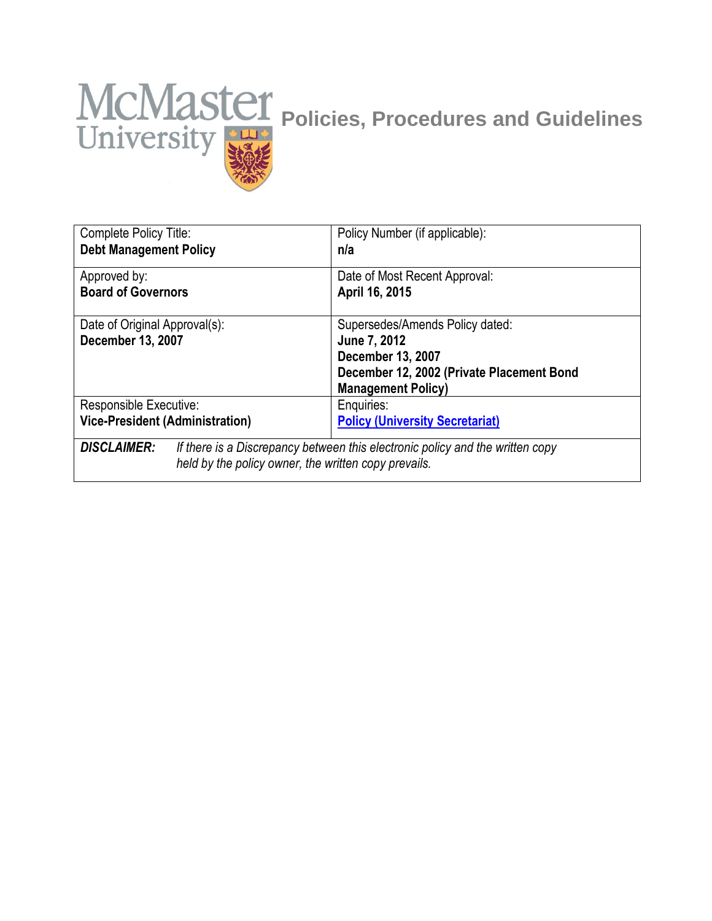McMaster University

# Policies, Procedures and Guidelines

| Complete Policy Title: **Debt Management Policy** | Policy Number (if applicable): **n/a** |
|---|---|
| Approved by: **Board of Governors** | Date of Most Recent Approval: **April 16, 2015** |
| Date of Original Approval(s): **December 13, 2007** | Supersedes/Amends Policy dated: **June 7, 2012** **December 13, 2007** **December 12, 2002 (Private Placement Bond Management Policy)** |
| Responsible Executive: **Vice-President (Administration)** | Enquiries: **Policy (University Secretariat)** |

***DISCLAIMER:*** *If there is a Discrepancy between this electronic policy and the written copy held by the policy owner, the written copy prevails.*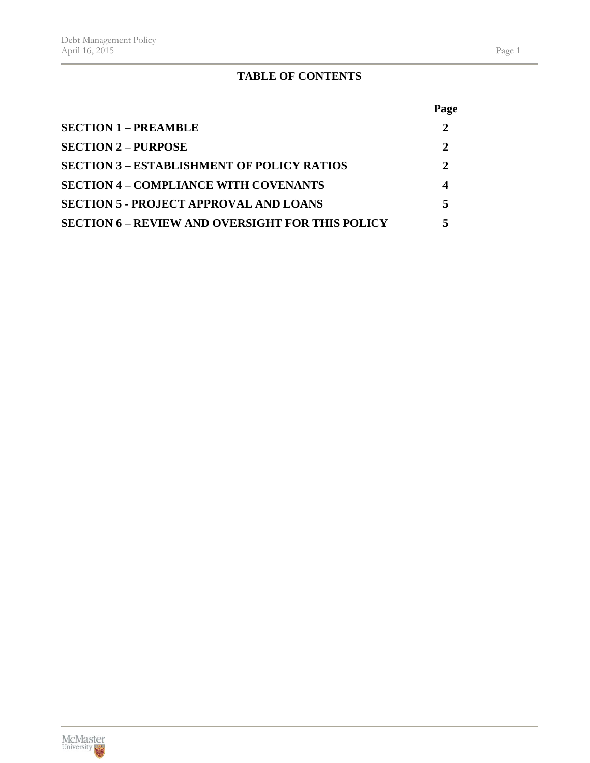**TABLE OF CONTENTS**

| | Page |
|---|---|
| **SECTION 1 – PREAMBLE** | **2** |
| **SECTION 2 – PURPOSE** | **2** |
| **SECTION 3 – ESTABLISHMENT OF POLICY RATIOS** | **2** |
| **SECTION 4 – COMPLIANCE WITH COVENANTS** | **4** |
| **SECTION 5 - PROJECT APPROVAL AND LOANS** | **5** |
| **SECTION 6 – REVIEW AND OVERSIGHT FOR THIS POLICY** | **5** |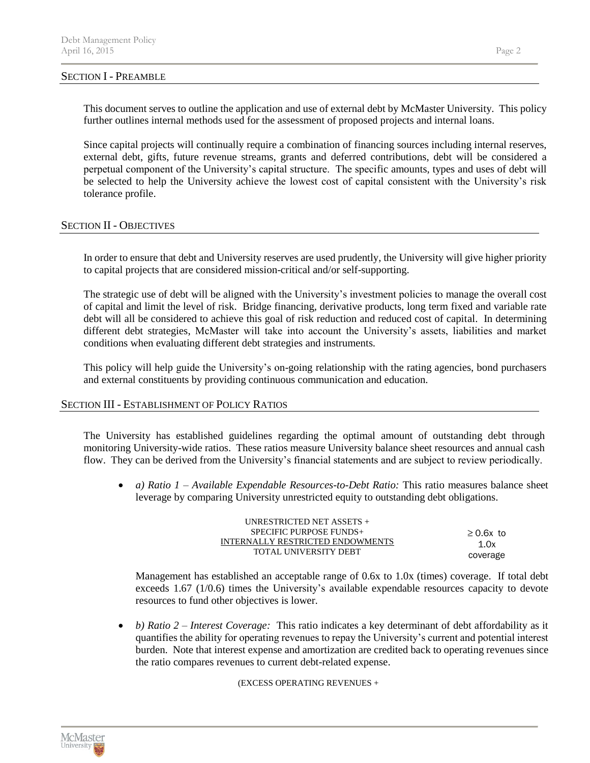## Section I - Preamble

This document serves to outline the application and use of external debt by McMaster University. This policy further outlines internal methods used for the assessment of proposed projects and internal loans.

Since capital projects will continually require a combination of financing sources including internal reserves, external debt, gifts, future revenue streams, grants and deferred contributions, debt will be considered a perpetual component of the University's capital structure. The specific amounts, types and uses of debt will be selected to help the University achieve the lowest cost of capital consistent with the University's risk tolerance profile.

## Section II - Objectives

In order to ensure that debt and University reserves are used prudently, the University will give higher priority to capital projects that are considered mission-critical and/or self-supporting.

The strategic use of debt will be aligned with the University's investment policies to manage the overall cost of capital and limit the level of risk. Bridge financing, derivative products, long term fixed and variable rate debt will all be considered to achieve this goal of risk reduction and reduced cost of capital. In determining different debt strategies, McMaster will take into account the University's assets, liabilities and market conditions when evaluating different debt strategies and instruments.

This policy will help guide the University's on-going relationship with the rating agencies, bond purchasers and external constituents by providing continuous communication and education.

## Section III - Establishment of Policy Ratios

The University has established guidelines regarding the optimal amount of outstanding debt through monitoring University-wide ratios. These ratios measure University balance sheet resources and annual cash flow. They can be derived from the University's financial statements and are subject to review periodically.

- *a) Ratio 1 – Available Expendable Resources-to-Debt Ratio:* This ratio measures balance sheet leverage by comparing University unrestricted equity to outstanding debt obligations.

$$\frac{\text{UNRESTRICTED NET ASSETS + SPECIFIC PURPOSE FUNDS + INTERNALLY RESTRICTED ENDOWMENTS}}{\text{TOTAL UNIVERSITY DEBT}} \quad \geq 0.6\text{x to } 1.0\text{x coverage}$$

  Management has established an acceptable range of 0.6x to 1.0x (times) coverage. If total debt exceeds 1.67 (1/0.6) times the University's available expendable resources capacity to devote resources to fund other objectives is lower.

- *b) Ratio 2 – Interest Coverage:* This ratio indicates a key determinant of debt affordability as it quantifies the ability for operating revenues to repay the University's current and potential interest burden. Note that interest expense and amortization are credited back to operating revenues since the ratio compares revenues to current debt-related expense.

  (EXCESS OPERATING REVENUES +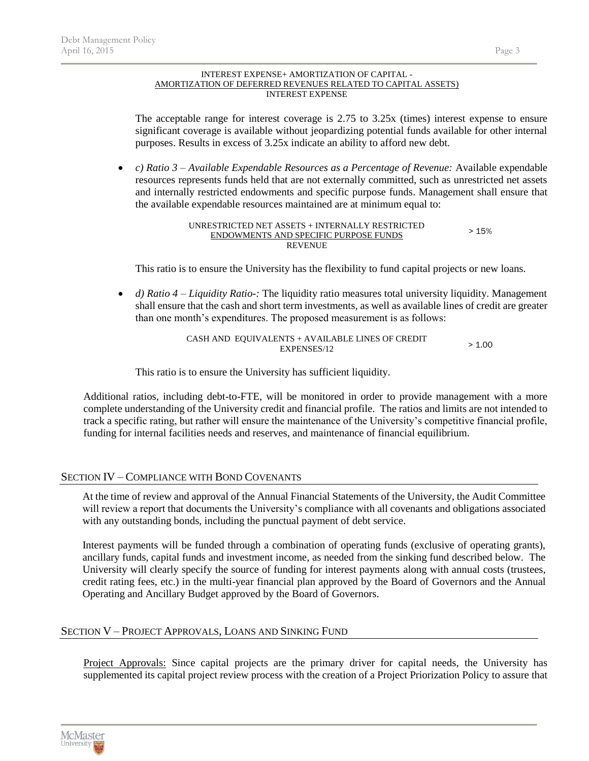$$\frac{\text{INTEREST EXPENSE+ AMORTIZATION OF CAPITAL - AMORTIZATION OF DEFERRED REVENUES RELATED TO CAPITAL ASSETS)}}{\text{INTEREST EXPENSE}}$$

The acceptable range for interest coverage is 2.75 to 3.25x (times) interest expense to ensure significant coverage is available without jeopardizing potential funds available for other internal purposes. Results in excess of 3.25x indicate an ability to afford new debt.

- *c) Ratio 3 – Available Expendable Resources as a Percentage of Revenue:* Available expendable resources represents funds held that are not externally committed, such as unrestricted net assets and internally restricted endowments and specific purpose funds. Management shall ensure that the available expendable resources maintained are at minimum equal to:

$$\frac{\text{UNRESTRICTED NET ASSETS + INTERNALLY RESTRICTED ENDOWMENTS AND SPECIFIC PURPOSE FUNDS}}{\text{REVENUE}} > 15\%$$

This ratio is to ensure the University has the flexibility to fund capital projects or new loans.

- *d) Ratio 4 – Liquidity Ratio-:* The liquidity ratio measures total university liquidity. Management shall ensure that the cash and short term investments, as well as available lines of credit are greater than one month's expenditures. The proposed measurement is as follows:

$$\frac{\text{CASH AND EQUIVALENTS + AVAILABLE LINES OF CREDIT}}{\text{EXPENSES/12}} > 1.00$$

This ratio is to ensure the University has sufficient liquidity.

Additional ratios, including debt-to-FTE, will be monitored in order to provide management with a more complete understanding of the University credit and financial profile. The ratios and limits are not intended to track a specific rating, but rather will ensure the maintenance of the University's competitive financial profile, funding for internal facilities needs and reserves, and maintenance of financial equilibrium.

## Section IV – Compliance with Bond Covenants

At the time of review and approval of the Annual Financial Statements of the University, the Audit Committee will review a report that documents the University's compliance with all covenants and obligations associated with any outstanding bonds, including the punctual payment of debt service.

Interest payments will be funded through a combination of operating funds (exclusive of operating grants), ancillary funds, capital funds and investment income, as needed from the sinking fund described below. The University will clearly specify the source of funding for interest payments along with annual costs (trustees, credit rating fees, etc.) in the multi-year financial plan approved by the Board of Governors and the Annual Operating and Ancillary Budget approved by the Board of Governors.

## Section V – Project Approvals, Loans and Sinking Fund

Project Approvals: Since capital projects are the primary driver for capital needs, the University has supplemented its capital project review process with the creation of a Project Priorization Policy to assure that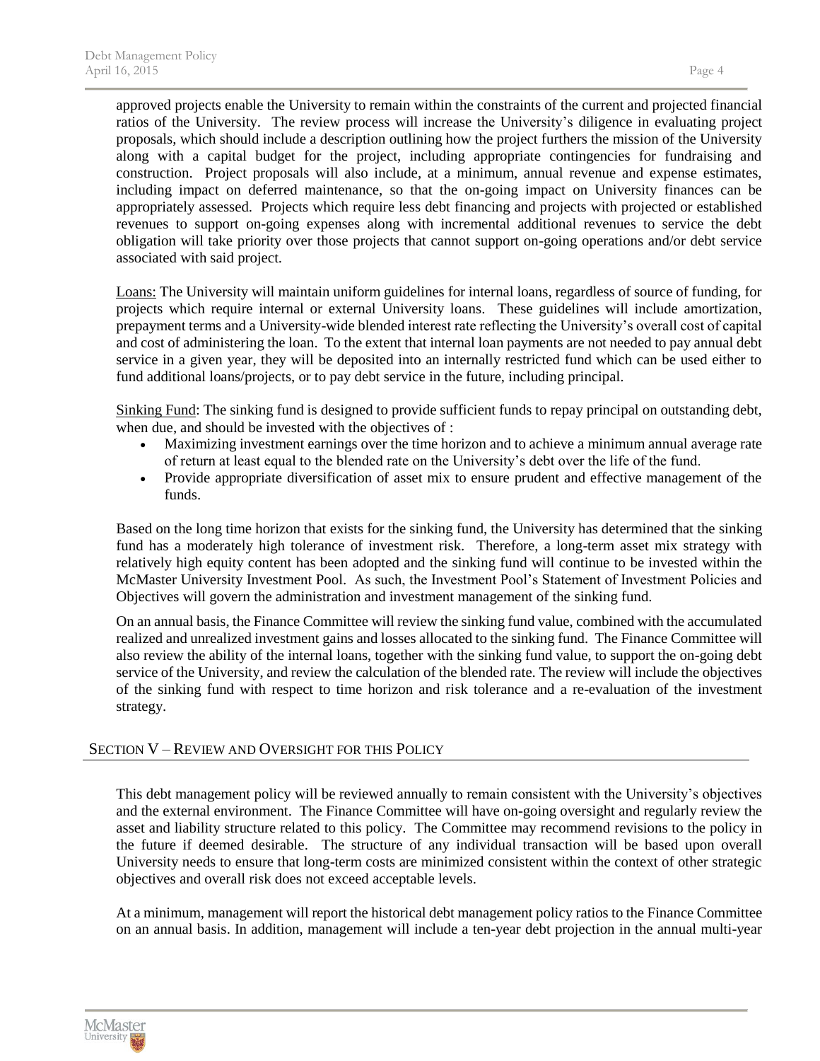approved projects enable the University to remain within the constraints of the current and projected financial ratios of the University. The review process will increase the University's diligence in evaluating project proposals, which should include a description outlining how the project furthers the mission of the University along with a capital budget for the project, including appropriate contingencies for fundraising and construction. Project proposals will also include, at a minimum, annual revenue and expense estimates, including impact on deferred maintenance, so that the on-going impact on University finances can be appropriately assessed. Projects which require less debt financing and projects with projected or established revenues to support on-going expenses along with incremental additional revenues to service the debt obligation will take priority over those projects that cannot support on-going operations and/or debt service associated with said project.

Loans: The University will maintain uniform guidelines for internal loans, regardless of source of funding, for projects which require internal or external University loans. These guidelines will include amortization, prepayment terms and a University-wide blended interest rate reflecting the University's overall cost of capital and cost of administering the loan. To the extent that internal loan payments are not needed to pay annual debt service in a given year, they will be deposited into an internally restricted fund which can be used either to fund additional loans/projects, or to pay debt service in the future, including principal.

Sinking Fund: The sinking fund is designed to provide sufficient funds to repay principal on outstanding debt, when due, and should be invested with the objectives of :

- Maximizing investment earnings over the time horizon and to achieve a minimum annual average rate of return at least equal to the blended rate on the University's debt over the life of the fund.
- Provide appropriate diversification of asset mix to ensure prudent and effective management of the funds.

Based on the long time horizon that exists for the sinking fund, the University has determined that the sinking fund has a moderately high tolerance of investment risk. Therefore, a long-term asset mix strategy with relatively high equity content has been adopted and the sinking fund will continue to be invested within the McMaster University Investment Pool. As such, the Investment Pool's Statement of Investment Policies and Objectives will govern the administration and investment management of the sinking fund.

On an annual basis, the Finance Committee will review the sinking fund value, combined with the accumulated realized and unrealized investment gains and losses allocated to the sinking fund. The Finance Committee will also review the ability of the internal loans, together with the sinking fund value, to support the on-going debt service of the University, and review the calculation of the blended rate. The review will include the objectives of the sinking fund with respect to time horizon and risk tolerance and a re-evaluation of the investment strategy.

## SECTION V – REVIEW AND OVERSIGHT FOR THIS POLICY

This debt management policy will be reviewed annually to remain consistent with the University's objectives and the external environment. The Finance Committee will have on-going oversight and regularly review the asset and liability structure related to this policy. The Committee may recommend revisions to the policy in the future if deemed desirable. The structure of any individual transaction will be based upon overall University needs to ensure that long-term costs are minimized consistent within the context of other strategic objectives and overall risk does not exceed acceptable levels.

At a minimum, management will report the historical debt management policy ratios to the Finance Committee on an annual basis. In addition, management will include a ten-year debt projection in the annual multi-year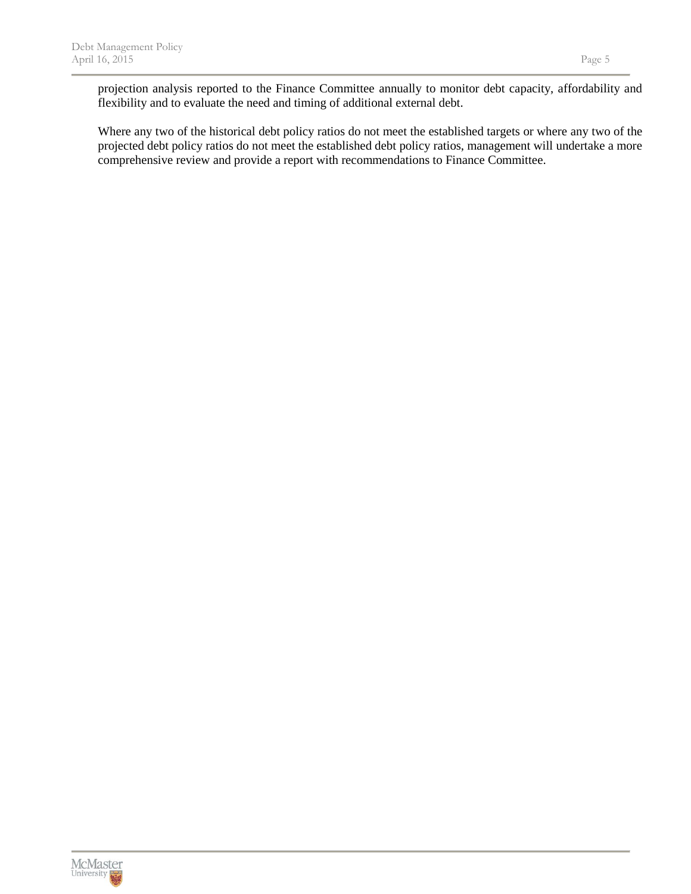projection analysis reported to the Finance Committee annually to monitor debt capacity, affordability and flexibility and to evaluate the need and timing of additional external debt.

Where any two of the historical debt policy ratios do not meet the established targets or where any two of the projected debt policy ratios do not meet the established debt policy ratios, management will undertake a more comprehensive review and provide a report with recommendations to Finance Committee.